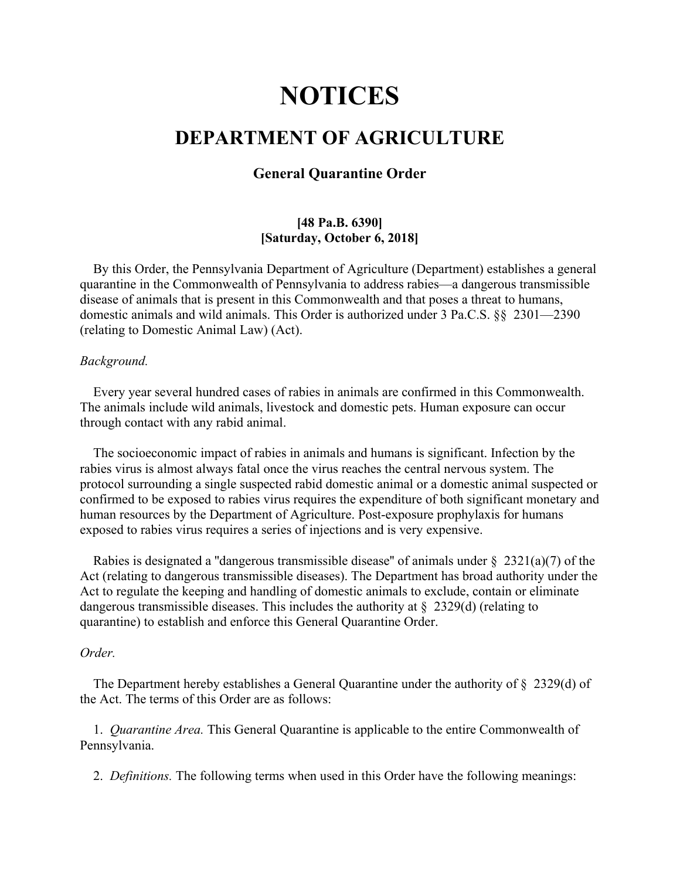# NOTICES

## DEPARTMENT OF AGRICULTURE

### General Quarantine Order

**[48 Pa.B. 6390]**
**[Saturday, October 6, 2018]**

By this Order, the Pennsylvania Department of Agriculture (Department) establishes a general quarantine in the Commonwealth of Pennsylvania to address rabies—a dangerous transmissible disease of animals that is present in this Commonwealth and that poses a threat to humans, domestic animals and wild animals. This Order is authorized under 3 Pa.C.S. §§ 2301—2390 (relating to Domestic Animal Law) (Act).

*Background.*

Every year several hundred cases of rabies in animals are confirmed in this Commonwealth. The animals include wild animals, livestock and domestic pets. Human exposure can occur through contact with any rabid animal.

The socioeconomic impact of rabies in animals and humans is significant. Infection by the rabies virus is almost always fatal once the virus reaches the central nervous system. The protocol surrounding a single suspected rabid domestic animal or a domestic animal suspected or confirmed to be exposed to rabies virus requires the expenditure of both significant monetary and human resources by the Department of Agriculture. Post-exposure prophylaxis for humans exposed to rabies virus requires a series of injections and is very expensive.

Rabies is designated a "dangerous transmissible disease" of animals under § 2321(a)(7) of the Act (relating to dangerous transmissible diseases). The Department has broad authority under the Act to regulate the keeping and handling of domestic animals to exclude, contain or eliminate dangerous transmissible diseases. This includes the authority at § 2329(d) (relating to quarantine) to establish and enforce this General Quarantine Order.

*Order.*

The Department hereby establishes a General Quarantine under the authority of § 2329(d) of the Act. The terms of this Order are as follows:

1. *Quarantine Area.* This General Quarantine is applicable to the entire Commonwealth of Pennsylvania.

2. *Definitions.* The following terms when used in this Order have the following meanings: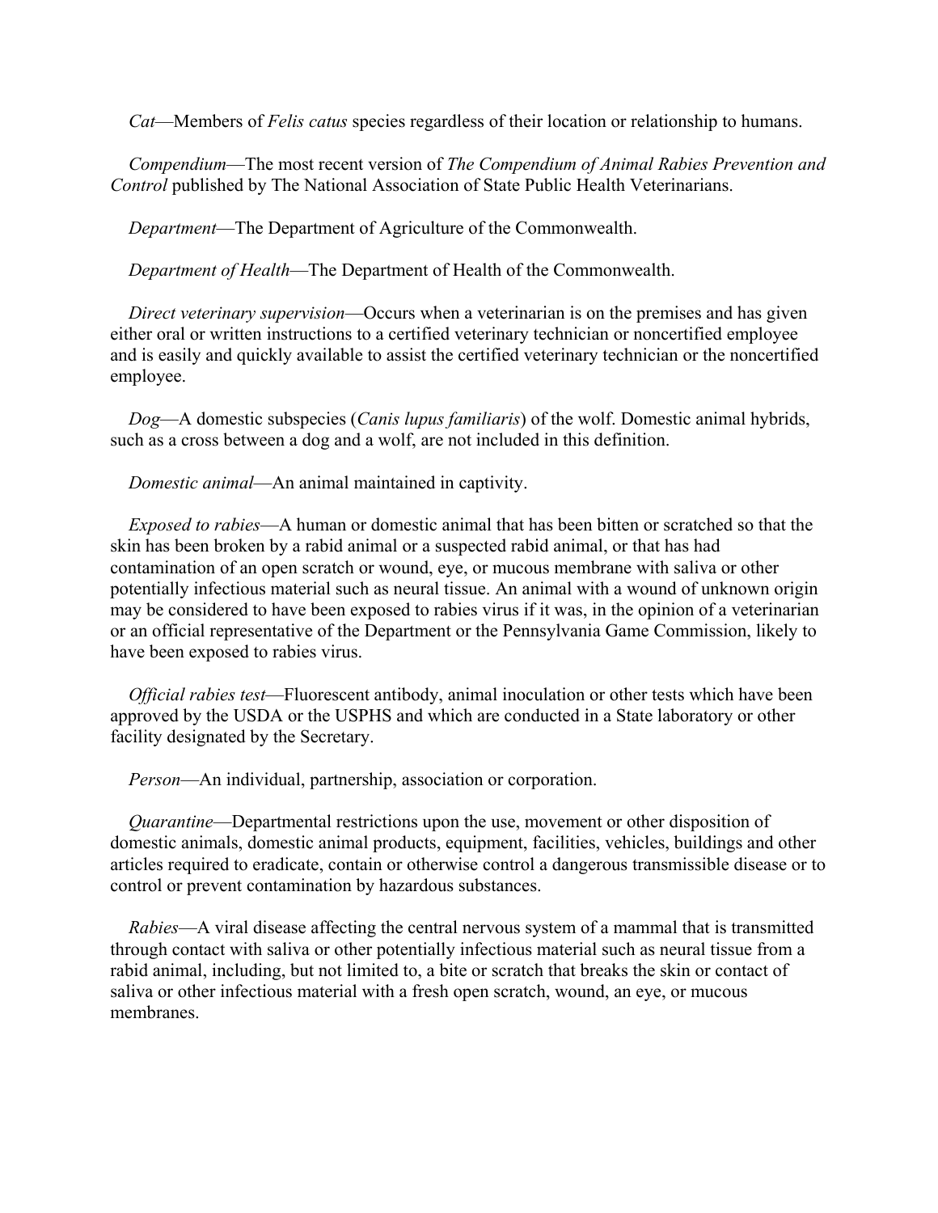*Cat*—Members of *Felis catus* species regardless of their location or relationship to humans.

*Compendium*—The most recent version of *The Compendium of Animal Rabies Prevention and Control* published by The National Association of State Public Health Veterinarians.

*Department*—The Department of Agriculture of the Commonwealth.

*Department of Health*—The Department of Health of the Commonwealth.

*Direct veterinary supervision*—Occurs when a veterinarian is on the premises and has given either oral or written instructions to a certified veterinary technician or noncertified employee and is easily and quickly available to assist the certified veterinary technician or the noncertified employee.

*Dog*—A domestic subspecies (*Canis lupus familiaris*) of the wolf. Domestic animal hybrids, such as a cross between a dog and a wolf, are not included in this definition.

*Domestic animal*—An animal maintained in captivity.

*Exposed to rabies*—A human or domestic animal that has been bitten or scratched so that the skin has been broken by a rabid animal or a suspected rabid animal, or that has had contamination of an open scratch or wound, eye, or mucous membrane with saliva or other potentially infectious material such as neural tissue. An animal with a wound of unknown origin may be considered to have been exposed to rabies virus if it was, in the opinion of a veterinarian or an official representative of the Department or the Pennsylvania Game Commission, likely to have been exposed to rabies virus.

*Official rabies test*—Fluorescent antibody, animal inoculation or other tests which have been approved by the USDA or the USPHS and which are conducted in a State laboratory or other facility designated by the Secretary.

*Person*—An individual, partnership, association or corporation.

*Quarantine*—Departmental restrictions upon the use, movement or other disposition of domestic animals, domestic animal products, equipment, facilities, vehicles, buildings and other articles required to eradicate, contain or otherwise control a dangerous transmissible disease or to control or prevent contamination by hazardous substances.

*Rabies*—A viral disease affecting the central nervous system of a mammal that is transmitted through contact with saliva or other potentially infectious material such as neural tissue from a rabid animal, including, but not limited to, a bite or scratch that breaks the skin or contact of saliva or other infectious material with a fresh open scratch, wound, an eye, or mucous membranes.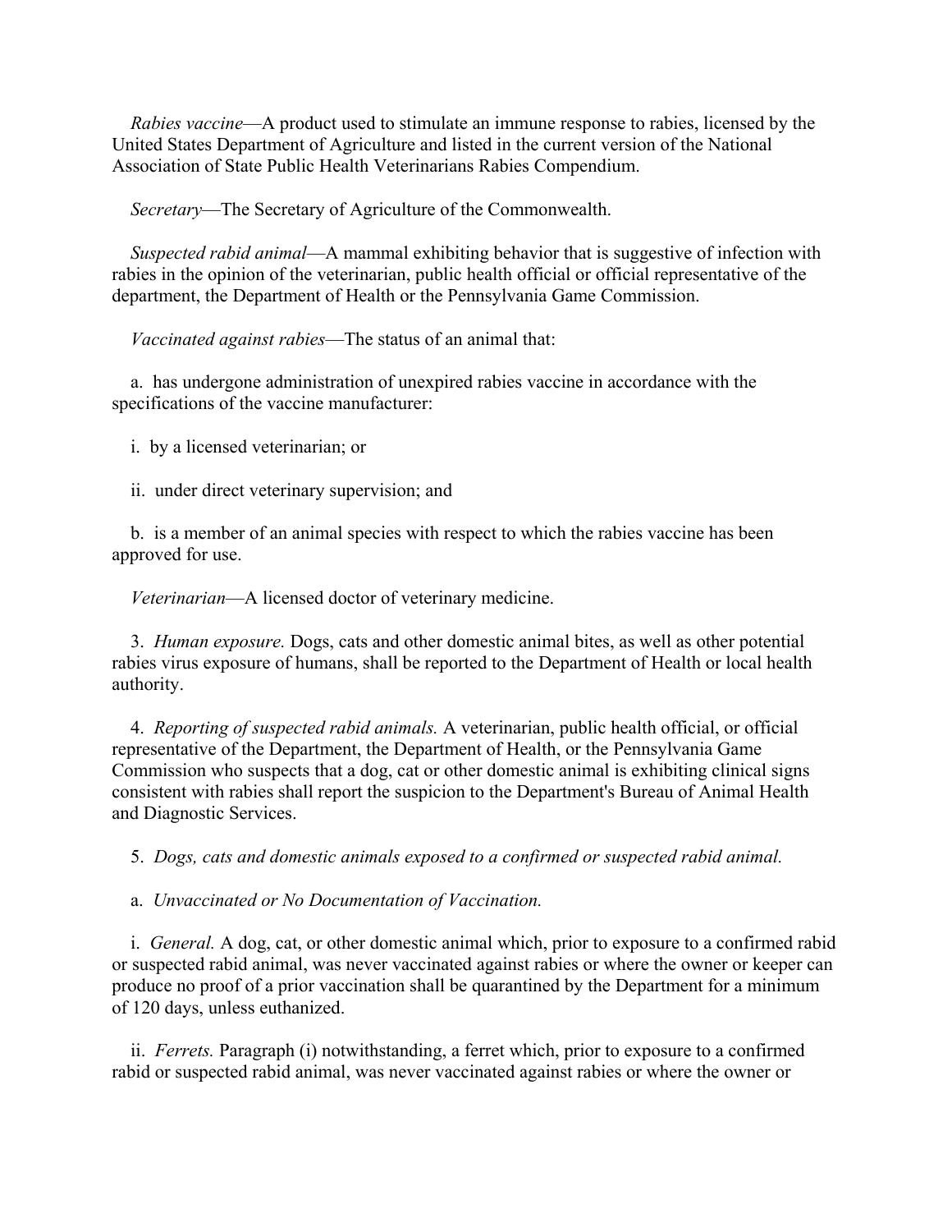*Rabies vaccine*—A product used to stimulate an immune response to rabies, licensed by the United States Department of Agriculture and listed in the current version of the National Association of State Public Health Veterinarians Rabies Compendium.

*Secretary*—The Secretary of Agriculture of the Commonwealth.

*Suspected rabid animal*—A mammal exhibiting behavior that is suggestive of infection with rabies in the opinion of the veterinarian, public health official or official representative of the department, the Department of Health or the Pennsylvania Game Commission.

*Vaccinated against rabies*—The status of an animal that:

a. has undergone administration of unexpired rabies vaccine in accordance with the specifications of the vaccine manufacturer:

i. by a licensed veterinarian; or

ii. under direct veterinary supervision; and

b. is a member of an animal species with respect to which the rabies vaccine has been approved for use.

*Veterinarian*—A licensed doctor of veterinary medicine.

3. *Human exposure.* Dogs, cats and other domestic animal bites, as well as other potential rabies virus exposure of humans, shall be reported to the Department of Health or local health authority.

4. *Reporting of suspected rabid animals.* A veterinarian, public health official, or official representative of the Department, the Department of Health, or the Pennsylvania Game Commission who suspects that a dog, cat or other domestic animal is exhibiting clinical signs consistent with rabies shall report the suspicion to the Department's Bureau of Animal Health and Diagnostic Services.

5. *Dogs, cats and domestic animals exposed to a confirmed or suspected rabid animal.*

a. *Unvaccinated or No Documentation of Vaccination.*

i. *General.* A dog, cat, or other domestic animal which, prior to exposure to a confirmed rabid or suspected rabid animal, was never vaccinated against rabies or where the owner or keeper can produce no proof of a prior vaccination shall be quarantined by the Department for a minimum of 120 days, unless euthanized.

ii. *Ferrets.* Paragraph (i) notwithstanding, a ferret which, prior to exposure to a confirmed rabid or suspected rabid animal, was never vaccinated against rabies or where the owner or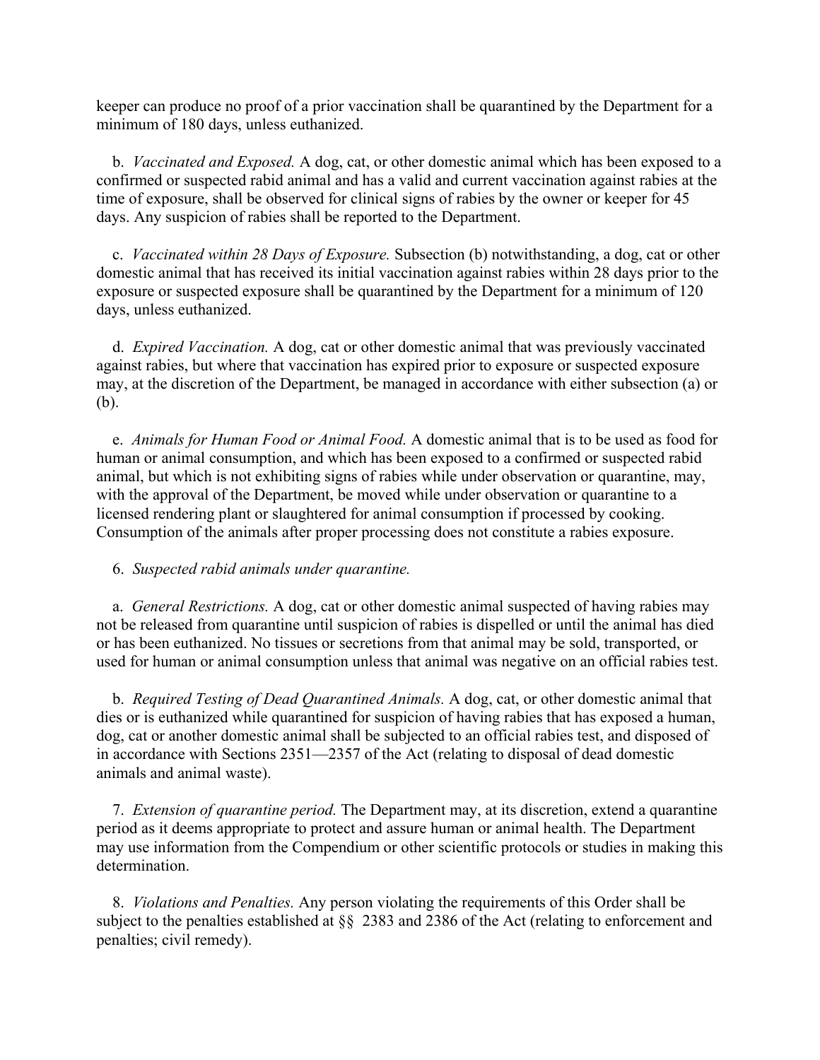keeper can produce no proof of a prior vaccination shall be quarantined by the Department for a minimum of 180 days, unless euthanized.

b. *Vaccinated and Exposed.* A dog, cat, or other domestic animal which has been exposed to a confirmed or suspected rabid animal and has a valid and current vaccination against rabies at the time of exposure, shall be observed for clinical signs of rabies by the owner or keeper for 45 days. Any suspicion of rabies shall be reported to the Department.

c. *Vaccinated within 28 Days of Exposure.* Subsection (b) notwithstanding, a dog, cat or other domestic animal that has received its initial vaccination against rabies within 28 days prior to the exposure or suspected exposure shall be quarantined by the Department for a minimum of 120 days, unless euthanized.

d. *Expired Vaccination.* A dog, cat or other domestic animal that was previously vaccinated against rabies, but where that vaccination has expired prior to exposure or suspected exposure may, at the discretion of the Department, be managed in accordance with either subsection (a) or (b).

e. *Animals for Human Food or Animal Food.* A domestic animal that is to be used as food for human or animal consumption, and which has been exposed to a confirmed or suspected rabid animal, but which is not exhibiting signs of rabies while under observation or quarantine, may, with the approval of the Department, be moved while under observation or quarantine to a licensed rendering plant or slaughtered for animal consumption if processed by cooking. Consumption of the animals after proper processing does not constitute a rabies exposure.

6. *Suspected rabid animals under quarantine.*

a. *General Restrictions.* A dog, cat or other domestic animal suspected of having rabies may not be released from quarantine until suspicion of rabies is dispelled or until the animal has died or has been euthanized. No tissues or secretions from that animal may be sold, transported, or used for human or animal consumption unless that animal was negative on an official rabies test.

b. *Required Testing of Dead Quarantined Animals.* A dog, cat, or other domestic animal that dies or is euthanized while quarantined for suspicion of having rabies that has exposed a human, dog, cat or another domestic animal shall be subjected to an official rabies test, and disposed of in accordance with Sections 2351—2357 of the Act (relating to disposal of dead domestic animals and animal waste).

7. *Extension of quarantine period.* The Department may, at its discretion, extend a quarantine period as it deems appropriate to protect and assure human or animal health. The Department may use information from the Compendium or other scientific protocols or studies in making this determination.

8. *Violations and Penalties.* Any person violating the requirements of this Order shall be subject to the penalties established at §§ 2383 and 2386 of the Act (relating to enforcement and penalties; civil remedy).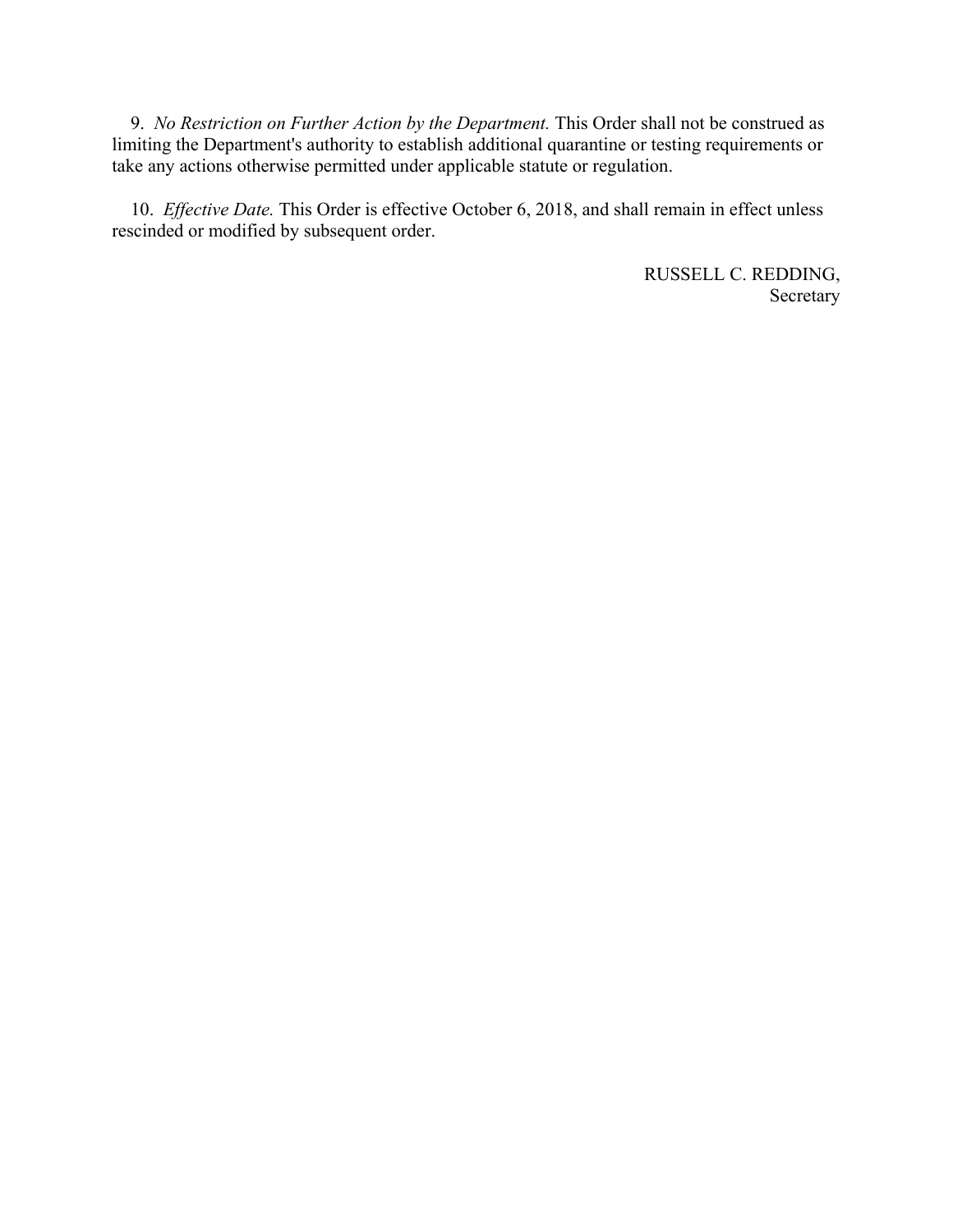9. *No Restriction on Further Action by the Department.* This Order shall not be construed as limiting the Department's authority to establish additional quarantine or testing requirements or take any actions otherwise permitted under applicable statute or regulation.

10. *Effective Date.* This Order is effective October 6, 2018, and shall remain in effect unless rescinded or modified by subsequent order.

RUSSELL C. REDDING,
Secretary